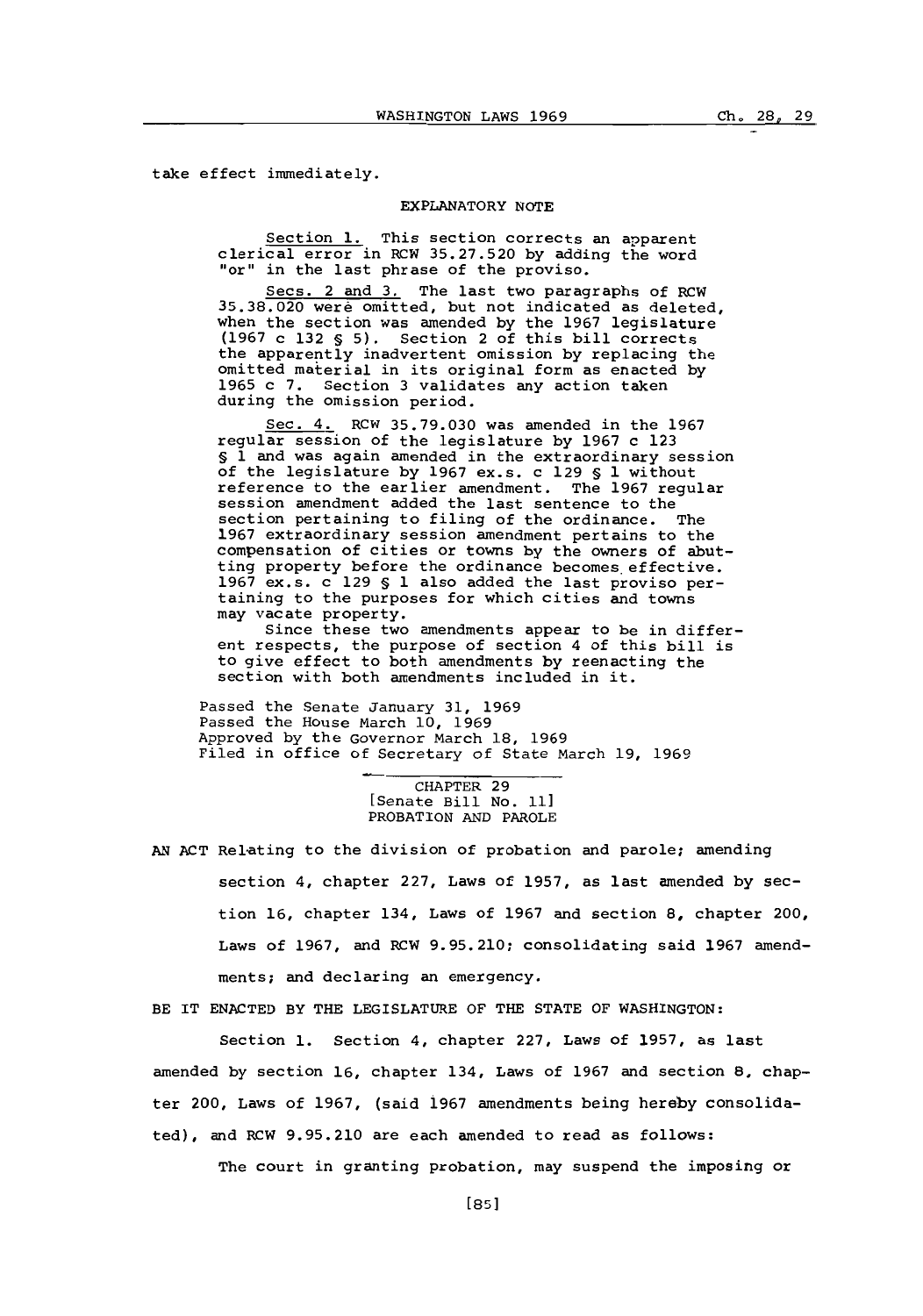take effect immediately.

EXPLANATORY NOTE

Section 1. This section corrects an apparent clerical error in RCW 35.27.520 by adding the word "or" in the last phrase of the proviso.

Secs. 2 and 3. The last two paragraphs of RCW 35.38.020 were omitted, but not indicated as deleted, when the section was amended by the 1967 legislature (1967 c 132 § 5). Section 2 of this bill corrects the apparently inadvertent omission by replacing the omitted material in its original form as enacted by 1965 c 7. Section 3 validates any action taken during the omission period.

Sec. 4. RCW 35.79.030 was amended in the 1967 regular session of the legislature by 1967 c 123 § 1 and was again amended in the extraordinary session of the legislature by 1967 ex.s. c 129 § 1 without reference to the earlier amendment. The 1967 regular session amendment added the last sentence to the section pertaining to filing of the ordinance. The 1967 extraordinary session amendment pertains to the compensation of cities or towns by the owners of abutting property before the ordinance becomes effective. 1967 ex.s. c 129 § 1 also added the last proviso pertaining to the purposes for which cities and towns may vacate property.

Since these two amendments appear to be in different respects, the purpose of section 4 of this bill is to give effect to both amendments by reenacting the section with both amendments included in it.

Passed the Senate January 31, 1969
Passed the House March 10, 1969
Approved by the Governor March 18, 1969
Filed in office of Secretary of State March 19, 1969

## CHAPTER 29
[Senate Bill No. 11]
PROBATION AND PAROLE

AN ACT Relating to the division of probation and parole; amending section 4, chapter 227, Laws of 1957, as last amended by section 16, chapter 134, Laws of 1967 and section 8, chapter 200, Laws of 1967, and RCW 9.95.210; consolidating said 1967 amendments; and declaring an emergency.

BE IT ENACTED BY THE LEGISLATURE OF THE STATE OF WASHINGTON:

Section 1. Section 4, chapter 227, Laws of 1957, as last amended by section 16, chapter 134, Laws of 1967 and section 8, chapter 200, Laws of 1967, (said 1967 amendments being hereby consolidated), and RCW 9.95.210 are each amended to read as follows:

The court in granting probation, may suspend the imposing or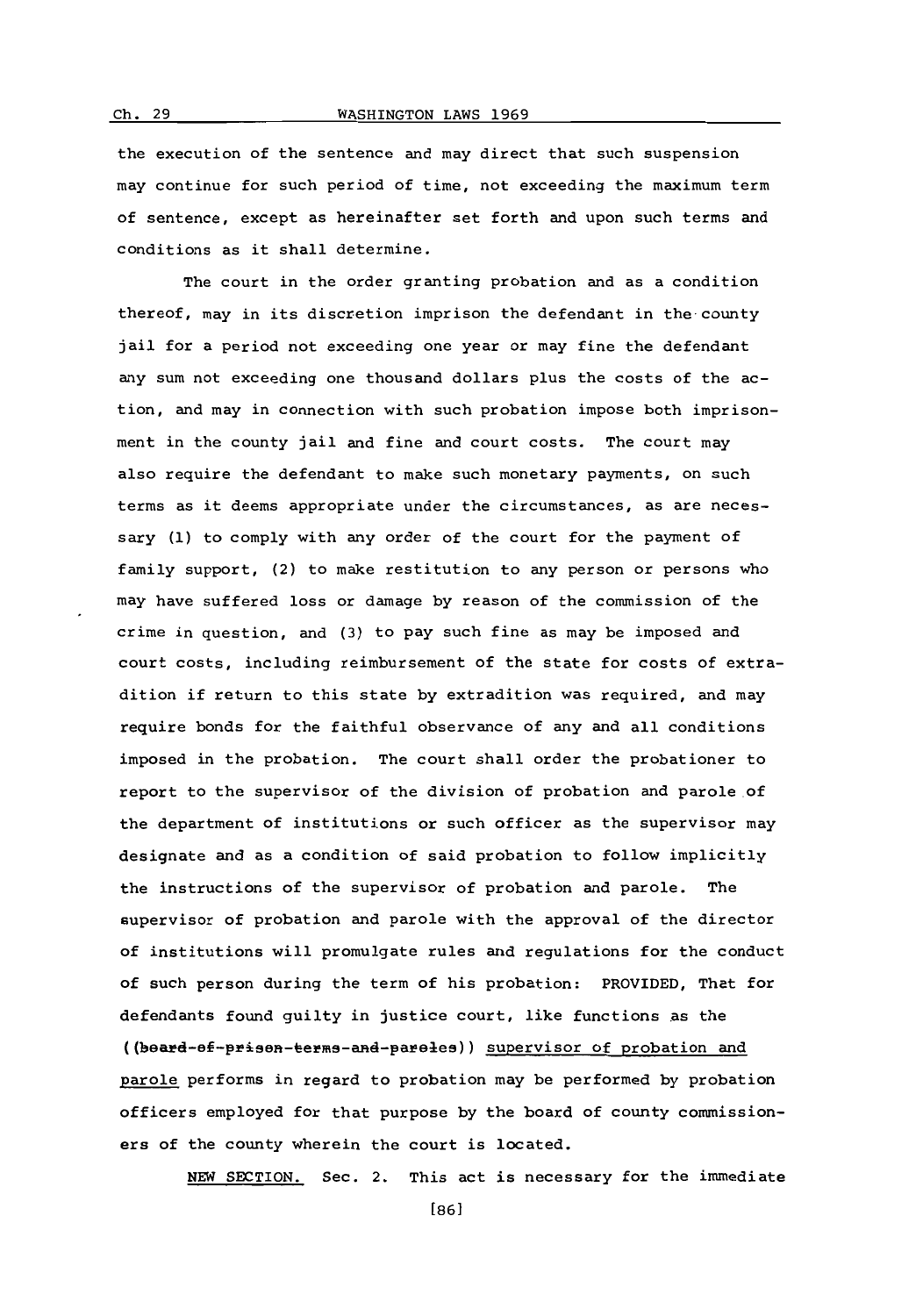the execution of the sentence and may direct that such suspension may continue for such period of time, not exceeding the maximum term of sentence, except as hereinafter set forth and upon such terms and conditions as it shall determine.

The court in the order granting probation and as a condition thereof, may in its discretion imprison the defendant in the county jail for a period not exceeding one year or may fine the defendant any sum not exceeding one thousand dollars plus the costs of the action, and may in connection with such probation impose both imprisonment in the county jail and fine and court costs. The court may also require the defendant to make such monetary payments, on such terms as it deems appropriate under the circumstances, as are necessary (1) to comply with any order of the court for the payment of family support, (2) to make restitution to any person or persons who may have suffered loss or damage by reason of the commission of the crime in question, and (3) to pay such fine as may be imposed and court costs, including reimbursement of the state for costs of extradition if return to this state by extradition was required, and may require bonds for the faithful observance of any and all conditions imposed in the probation. The court shall order the probationer to report to the supervisor of the division of probation and parole of the department of institutions or such officer as the supervisor may designate and as a condition of said probation to follow implicitly the instructions of the supervisor of probation and parole. The supervisor of probation and parole with the approval of the director of institutions will promulgate rules and regulations for the conduct of such person during the term of his probation: PROVIDED, That for defendants found guilty in justice court, like functions as the ((~~board-of-prison-terms-and-paroles~~)) <u>supervisor of probation and parole</u> performs in regard to probation may be performed by probation officers employed for that purpose by the board of county commissioners of the county wherein the court is located.

<u>NEW SECTION.</u> Sec. 2. This act is necessary for the immediate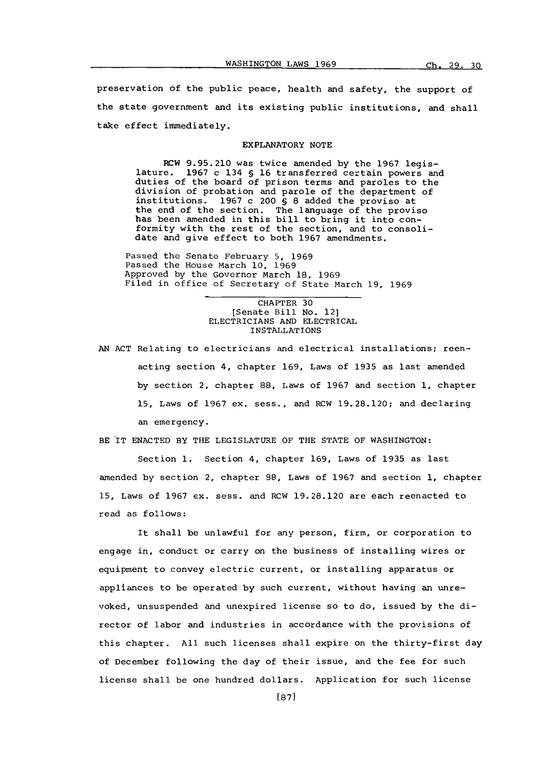preservation of the public peace, health and safety, the support of the state government and its existing public institutions, and shall take effect immediately.

EXPLANATORY NOTE

RCW 9.95.210 was twice amended by the 1967 legislature. 1967 c 134 § 16 transferred certain powers and duties of the board of prison terms and paroles to the division of probation and parole of the department of institutions. 1967 c 200 § 8 added the proviso at the end of the section. The language of the proviso has been amended in this bill to bring it into conformity with the rest of the section, and to consolidate and give effect to both 1967 amendments.

Passed the Senate February 5, 1969
Passed the House March 10, 1969
Approved by the Governor March 18, 1969
Filed in office of Secretary of State March 19, 1969

CHAPTER 30
[Senate Bill No. 12]
ELECTRICIANS AND ELECTRICAL INSTALLATIONS

AN ACT Relating to electricians and electrical installations; reenacting section 4, chapter 169, Laws of 1935 as last amended by section 2, chapter 88, Laws of 1967 and section 1, chapter 15, Laws of 1967 ex. sess., and RCW 19.28.120; and declaring an emergency.

BE IT ENACTED BY THE LEGISLATURE OF THE STATE OF WASHINGTON:

Section 1. Section 4, chapter 169, Laws of 1935 as last amended by section 2, chapter 98, Laws of 1967 and section 1, chapter 15, Laws of 1967 ex. sess. and RCW 19.28.120 are each reenacted to read as follows:

It shall be unlawful for any person, firm, or corporation to engage in, conduct or carry on the business of installing wires or equipment to convey electric current, or installing apparatus or appliances to be operated by such current, without having an unrevoked, unsuspended and unexpired license so to do, issued by the director of labor and industries in accordance with the provisions of this chapter. All such licenses shall expire on the thirty-first day of December following the day of their issue, and the fee for such license shall be one hundred dollars. Application for such license